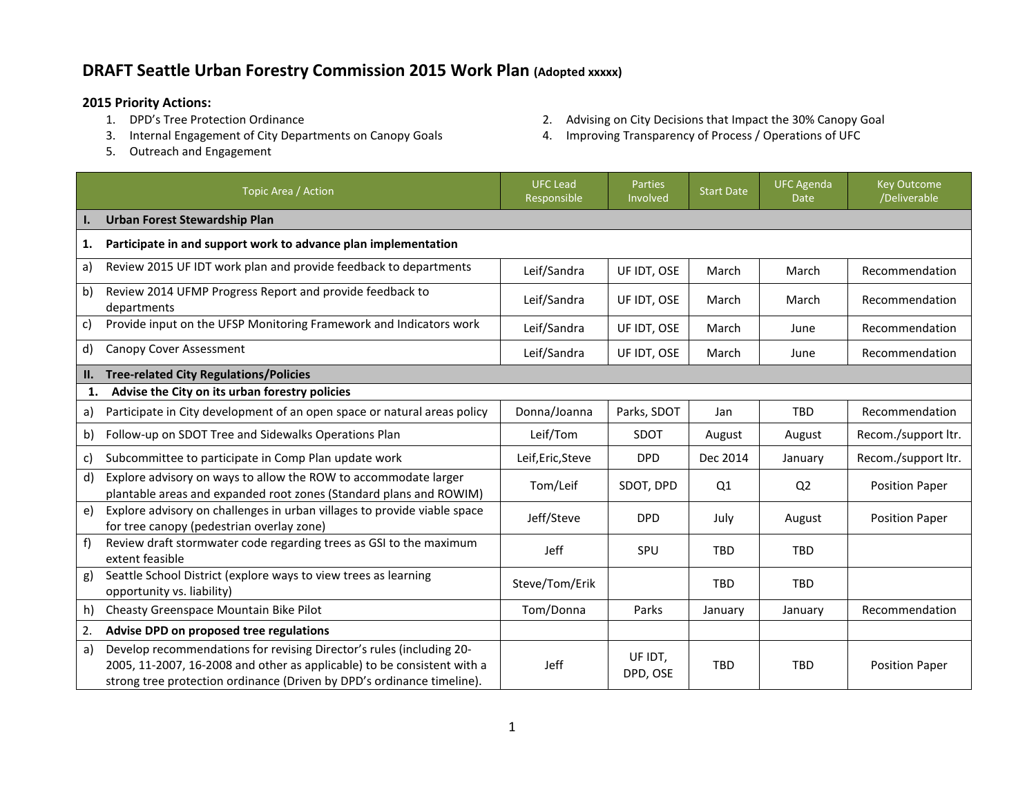# DRAFT Seattle Urban Forestry Commission 2015 Work Plan (Adopted xxxxx)

## 2015 Priority Actions:

1. DPD's Tree Protection Ordinance
2. Advising on City Decisions that Impact the 30% Canopy Goal
3. Internal Engagement of City Departments on Canopy Goals
4. Improving Transparency of Process / Operations of UFC
5. Outreach and Engagement

| Topic Area / Action | UFC Lead Responsible | Parties Involved | Start Date | UFC Agenda Date | Key Outcome /Deliverable |
|---|---|---|---|---|---|
| **I. Urban Forest Stewardship Plan** | | | | | |
| **1. Participate in and support work to advance plan implementation** | | | | | |
| a) Review 2015 UF IDT work plan and provide feedback to departments | Leif/Sandra | UF IDT, OSE | March | March | Recommendation |
| b) Review 2014 UFMP Progress Report and provide feedback to departments | Leif/Sandra | UF IDT, OSE | March | March | Recommendation |
| c) Provide input on the UFSP Monitoring Framework and Indicators work | Leif/Sandra | UF IDT, OSE | March | June | Recommendation |
| d) Canopy Cover Assessment | Leif/Sandra | UF IDT, OSE | March | June | Recommendation |
| **II. Tree-related City Regulations/Policies** | | | | | |
| **1. Advise the City on its urban forestry policies** | | | | | |
| a) Participate in City development of an open space or natural areas policy | Donna/Joanna | Parks, SDOT | Jan | TBD | Recommendation |
| b) Follow-up on SDOT Tree and Sidewalks Operations Plan | Leif/Tom | SDOT | August | August | Recom./support ltr. |
| c) Subcommittee to participate in Comp Plan update work | Leif,Eric,Steve | DPD | Dec 2014 | January | Recom./support ltr. |
| d) Explore advisory on ways to allow the ROW to accommodate larger plantable areas and expanded root zones (Standard plans and ROWIM) | Tom/Leif | SDOT, DPD | Q1 | Q2 | Position Paper |
| e) Explore advisory on challenges in urban villages to provide viable space for tree canopy (pedestrian overlay zone) | Jeff/Steve | DPD | July | August | Position Paper |
| f) Review draft stormwater code regarding trees as GSI to the maximum extent feasible | Jeff | SPU | TBD | TBD | |
| g) Seattle School District (explore ways to view trees as learning opportunity vs. liability) | Steve/Tom/Erik | | TBD | TBD | |
| h) Cheasty Greenspace Mountain Bike Pilot | Tom/Donna | Parks | January | January | Recommendation |
| **2. Advise DPD on proposed tree regulations** | | | | | |
| a) Develop recommendations for revising Director's rules (including 20-2005, 11-2007, 16-2008 and other as applicable) to be consistent with a strong tree protection ordinance (Driven by DPD's ordinance timeline). | Jeff | UF IDT, DPD, OSE | TBD | TBD | Position Paper |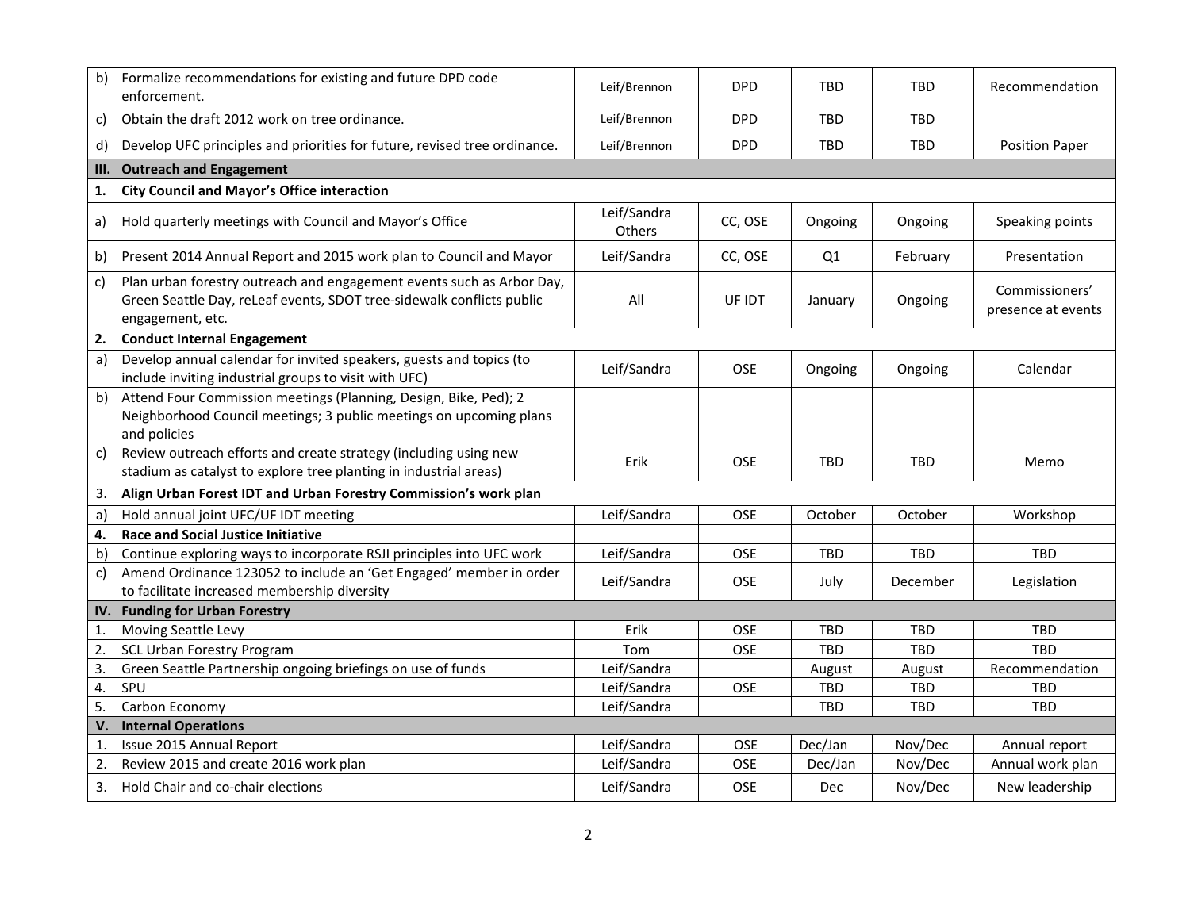| | | | | | |
|---|---|---|---|---|---|
| b) Formalize recommendations for existing and future DPD code enforcement. | Leif/Brennon | DPD | TBD | TBD | Recommendation |
| c) Obtain the draft 2012 work on tree ordinance. | Leif/Brennon | DPD | TBD | TBD | |
| d) Develop UFC principles and priorities for future, revised tree ordinance. | Leif/Brennon | DPD | TBD | TBD | Position Paper |
| **III. Outreach and Engagement** | | | | | |
| **1. City Council and Mayor's Office interaction** | | | | | |
| a) Hold quarterly meetings with Council and Mayor's Office | Leif/Sandra Others | CC, OSE | Ongoing | Ongoing | Speaking points |
| b) Present 2014 Annual Report and 2015 work plan to Council and Mayor | Leif/Sandra | CC, OSE | Q1 | February | Presentation |
| c) Plan urban forestry outreach and engagement events such as Arbor Day, Green Seattle Day, reLeaf events, SDOT tree-sidewalk conflicts public engagement, etc. | All | UF IDT | January | Ongoing | Commissioners' presence at events |
| **2. Conduct Internal Engagement** | | | | | |
| a) Develop annual calendar for invited speakers, guests and topics (to include inviting industrial groups to visit with UFC) | Leif/Sandra | OSE | Ongoing | Ongoing | Calendar |
| b) Attend Four Commission meetings (Planning, Design, Bike, Ped); 2 Neighborhood Council meetings; 3 public meetings on upcoming plans and policies | | | | | |
| c) Review outreach efforts and create strategy (including using new stadium as catalyst to explore tree planting in industrial areas) | Erik | OSE | TBD | TBD | Memo |
| 3. **Align Urban Forest IDT and Urban Forestry Commission's work plan** | | | | | |
| a) Hold annual joint UFC/UF IDT meeting | Leif/Sandra | OSE | October | October | Workshop |
| **4. Race and Social Justice Initiative** | | | | | |
| b) Continue exploring ways to incorporate RSJI principles into UFC work | Leif/Sandra | OSE | TBD | TBD | TBD |
| c) Amend Ordinance 123052 to include an 'Get Engaged' member in order to facilitate increased membership diversity | Leif/Sandra | OSE | July | December | Legislation |
| **IV. Funding for Urban Forestry** | | | | | |
| 1. Moving Seattle Levy | Erik | OSE | TBD | TBD | TBD |
| 2. SCL Urban Forestry Program | Tom | OSE | TBD | TBD | TBD |
| 3. Green Seattle Partnership ongoing briefings on use of funds | Leif/Sandra | | August | August | Recommendation |
| 4. SPU | Leif/Sandra | OSE | TBD | TBD | TBD |
| 5. Carbon Economy | Leif/Sandra | | TBD | TBD | TBD |
| **V. Internal Operations** | | | | | |
| 1. Issue 2015 Annual Report | Leif/Sandra | OSE | Dec/Jan | Nov/Dec | Annual report |
| 2. Review 2015 and create 2016 work plan | Leif/Sandra | OSE | Dec/Jan | Nov/Dec | Annual work plan |
| 3. Hold Chair and co-chair elections | Leif/Sandra | OSE | Dec | Nov/Dec | New leadership |